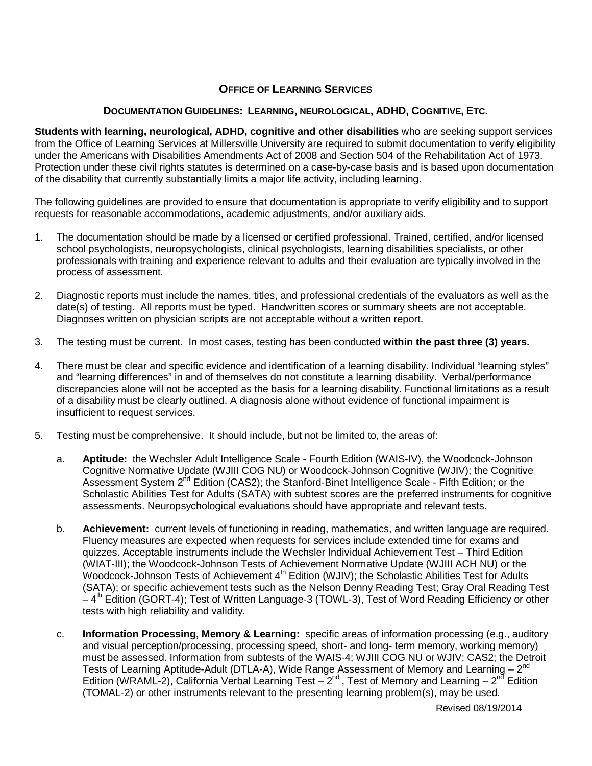## OFFICE OF LEARNING SERVICES

### DOCUMENTATION GUIDELINES: LEARNING, NEUROLOGICAL, ADHD, COGNITIVE, ETC.

**Students with learning, neurological, ADHD, cognitive and other disabilities** who are seeking support services from the Office of Learning Services at Millersville University are required to submit documentation to verify eligibility under the Americans with Disabilities Amendments Act of 2008 and Section 504 of the Rehabilitation Act of 1973. Protection under these civil rights statutes is determined on a case-by-case basis and is based upon documentation of the disability that currently substantially limits a major life activity, including learning.

The following guidelines are provided to ensure that documentation is appropriate to verify eligibility and to support requests for reasonable accommodations, academic adjustments, and/or auxiliary aids.

1. The documentation should be made by a licensed or certified professional. Trained, certified, and/or licensed school psychologists, neuropsychologists, clinical psychologists, learning disabilities specialists, or other professionals with training and experience relevant to adults and their evaluation are typically involved in the process of assessment.

2. Diagnostic reports must include the names, titles, and professional credentials of the evaluators as well as the date(s) of testing. All reports must be typed. Handwritten scores or summary sheets are not acceptable. Diagnoses written on physician scripts are not acceptable without a written report.

3. The testing must be current. In most cases, testing has been conducted **within the past three (3) years.**

4. There must be clear and specific evidence and identification of a learning disability. Individual "learning styles" and "learning differences" in and of themselves do not constitute a learning disability. Verbal/performance discrepancies alone will not be accepted as the basis for a learning disability. Functional limitations as a result of a disability must be clearly outlined. A diagnosis alone without evidence of functional impairment is insufficient to request services.

5. Testing must be comprehensive. It should include, but not be limited to, the areas of:

   a. **Aptitude:** the Wechsler Adult Intelligence Scale - Fourth Edition (WAIS-IV), the Woodcock-Johnson Cognitive Normative Update (WJIII COG NU) or Woodcock-Johnson Cognitive (WJIV); the Cognitive Assessment System 2nd Edition (CAS2); the Stanford-Binet Intelligence Scale - Fifth Edition; or the Scholastic Abilities Test for Adults (SATA) with subtest scores are the preferred instruments for cognitive assessments. Neuropsychological evaluations should have appropriate and relevant tests.

   b. **Achievement:** current levels of functioning in reading, mathematics, and written language are required. Fluency measures are expected when requests for services include extended time for exams and quizzes. Acceptable instruments include the Wechsler Individual Achievement Test – Third Edition (WIAT-III); the Woodcock-Johnson Tests of Achievement Normative Update (WJIII ACH NU) or the Woodcock-Johnson Tests of Achievement 4th Edition (WJIV); the Scholastic Abilities Test for Adults (SATA); or specific achievement tests such as the Nelson Denny Reading Test; Gray Oral Reading Test – 4th Edition (GORT-4); Test of Written Language-3 (TOWL-3), Test of Word Reading Efficiency or other tests with high reliability and validity.

   c. **Information Processing, Memory & Learning:** specific areas of information processing (e.g., auditory and visual perception/processing, processing speed, short- and long- term memory, working memory) must be assessed. Information from subtests of the WAIS-4; WJIII COG NU or WJIV; CAS2; the Detroit Tests of Learning Aptitude-Adult (DTLA-A), Wide Range Assessment of Memory and Learning – 2nd Edition (WRAML-2), California Verbal Learning Test – 2nd, Test of Memory and Learning – 2nd Edition (TOMAL-2) or other instruments relevant to the presenting learning problem(s), may be used.

Revised 08/19/2014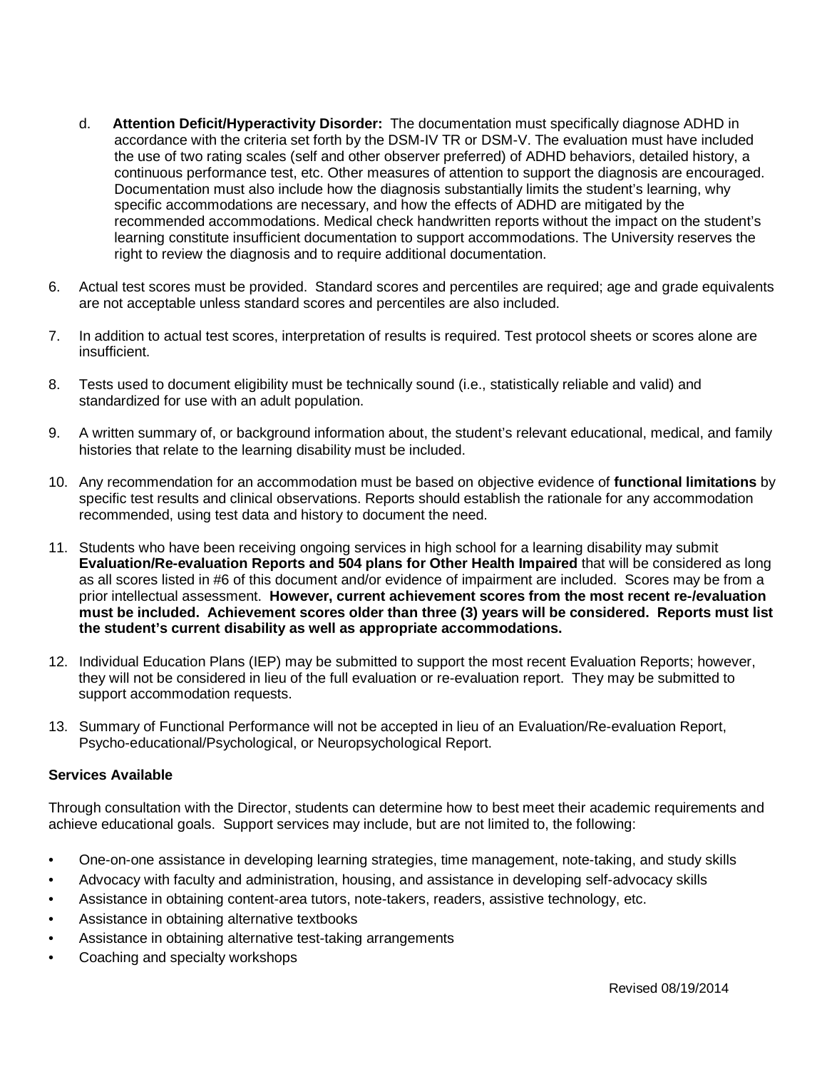d. **Attention Deficit/Hyperactivity Disorder:** The documentation must specifically diagnose ADHD in accordance with the criteria set forth by the DSM-IV TR or DSM-V. The evaluation must have included the use of two rating scales (self and other observer preferred) of ADHD behaviors, detailed history, a continuous performance test, etc. Other measures of attention to support the diagnosis are encouraged. Documentation must also include how the diagnosis substantially limits the student's learning, why specific accommodations are necessary, and how the effects of ADHD are mitigated by the recommended accommodations. Medical check handwritten reports without the impact on the student's learning constitute insufficient documentation to support accommodations. The University reserves the right to review the diagnosis and to require additional documentation.

6. Actual test scores must be provided. Standard scores and percentiles are required; age and grade equivalents are not acceptable unless standard scores and percentiles are also included.

7. In addition to actual test scores, interpretation of results is required. Test protocol sheets or scores alone are insufficient.

8. Tests used to document eligibility must be technically sound (i.e., statistically reliable and valid) and standardized for use with an adult population.

9. A written summary of, or background information about, the student's relevant educational, medical, and family histories that relate to the learning disability must be included.

10. Any recommendation for an accommodation must be based on objective evidence of **functional limitations** by specific test results and clinical observations. Reports should establish the rationale for any accommodation recommended, using test data and history to document the need.

11. Students who have been receiving ongoing services in high school for a learning disability may submit **Evaluation/Re-evaluation Reports and 504 plans for Other Health Impaired** that will be considered as long as all scores listed in #6 of this document and/or evidence of impairment are included. Scores may be from a prior intellectual assessment. **However, current achievement scores from the most recent re-/evaluation must be included. Achievement scores older than three (3) years will be considered. Reports must list the student's current disability as well as appropriate accommodations.**

12. Individual Education Plans (IEP) may be submitted to support the most recent Evaluation Reports; however, they will not be considered in lieu of the full evaluation or re-evaluation report. They may be submitted to support accommodation requests.

13. Summary of Functional Performance will not be accepted in lieu of an Evaluation/Re-evaluation Report, Psycho-educational/Psychological, or Neuropsychological Report.

**Services Available**

Through consultation with the Director, students can determine how to best meet their academic requirements and achieve educational goals. Support services may include, but are not limited to, the following:

- One-on-one assistance in developing learning strategies, time management, note-taking, and study skills
- Advocacy with faculty and administration, housing, and assistance in developing self-advocacy skills
- Assistance in obtaining content-area tutors, note-takers, readers, assistive technology, etc.
- Assistance in obtaining alternative textbooks
- Assistance in obtaining alternative test-taking arrangements
- Coaching and specialty workshops

Revised 08/19/2014